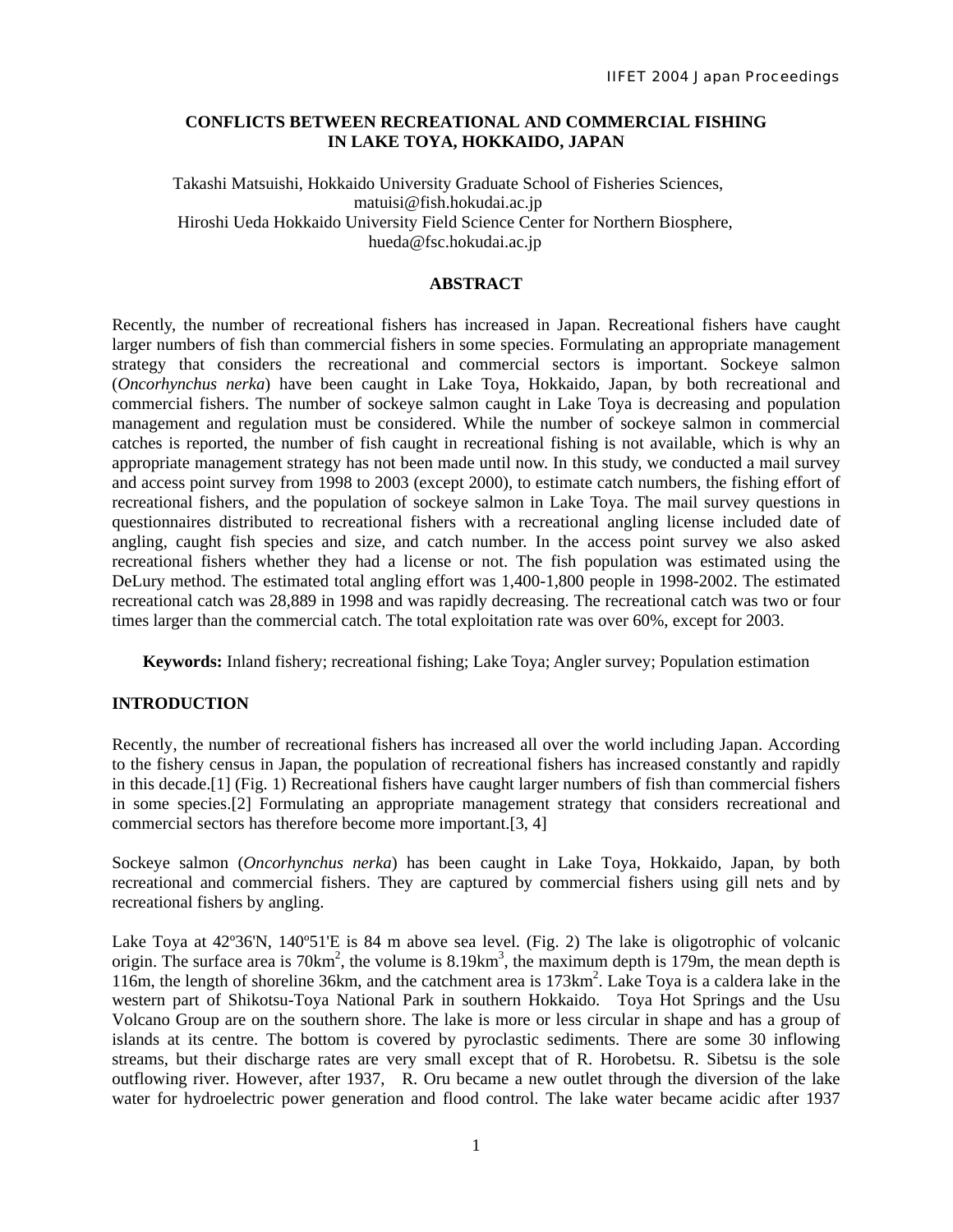# CONFLICTS BETWEEN RECREATIONAL AND COMMERCIAL FISHING IN LAKE TOYA, HOKKAIDO, JAPAN

Takashi Matsuishi, Hokkaido University Graduate School of Fisheries Sciences, matuisi@fish.hokudai.ac.jp
Hiroshi Ueda Hokkaido University Field Science Center for Northern Biosphere, hueda@fsc.hokudai.ac.jp

## ABSTRACT

Recently, the number of recreational fishers has increased in Japan. Recreational fishers have caught larger numbers of fish than commercial fishers in some species. Formulating an appropriate management strategy that considers the recreational and commercial sectors is important. Sockeye salmon (*Oncorhynchus nerka*) have been caught in Lake Toya, Hokkaido, Japan, by both recreational and commercial fishers. The number of sockeye salmon caught in Lake Toya is decreasing and population management and regulation must be considered. While the number of sockeye salmon in commercial catches is reported, the number of fish caught in recreational fishing is not available, which is why an appropriate management strategy has not been made until now. In this study, we conducted a mail survey and access point survey from 1998 to 2003 (except 2000), to estimate catch numbers, the fishing effort of recreational fishers, and the population of sockeye salmon in Lake Toya. The mail survey questions in questionnaires distributed to recreational fishers with a recreational angling license included date of angling, caught fish species and size, and catch number. In the access point survey we also asked recreational fishers whether they had a license or not. The fish population was estimated using the DeLury method. The estimated total angling effort was 1,400-1,800 people in 1998-2002. The estimated recreational catch was 28,889 in 1998 and was rapidly decreasing. The recreational catch was two or four times larger than the commercial catch. The total exploitation rate was over 60%, except for 2003.

**Keywords:** Inland fishery; recreational fishing; Lake Toya; Angler survey; Population estimation

## INTRODUCTION

Recently, the number of recreational fishers has increased all over the world including Japan. According to the fishery census in Japan, the population of recreational fishers has increased constantly and rapidly in this decade.[1] (Fig. 1) Recreational fishers have caught larger numbers of fish than commercial fishers in some species.[2] Formulating an appropriate management strategy that considers recreational and commercial sectors has therefore become more important.[3, 4]

Sockeye salmon (*Oncorhynchus nerka*) has been caught in Lake Toya, Hokkaido, Japan, by both recreational and commercial fishers. They are captured by commercial fishers using gill nets and by recreational fishers by angling.

Lake Toya at 42º36'N, 140º51'E is 84 m above sea level. (Fig. 2) The lake is oligotrophic of volcanic origin. The surface area is 70km$^2$, the volume is 8.19km$^3$, the maximum depth is 179m, the mean depth is 116m, the length of shoreline 36km, and the catchment area is 173km$^2$. Lake Toya is a caldera lake in the western part of Shikotsu-Toya National Park in southern Hokkaido. Toya Hot Springs and the Usu Volcano Group are on the southern shore. The lake is more or less circular in shape and has a group of islands at its centre. The bottom is covered by pyroclastic sediments. There are some 30 inflowing streams, but their discharge rates are very small except that of R. Horobetsu. R. Sibetsu is the sole outflowing river. However, after 1937, R. Oru became a new outlet through the diversion of the lake water for hydroelectric power generation and flood control. The lake water became acidic after 1937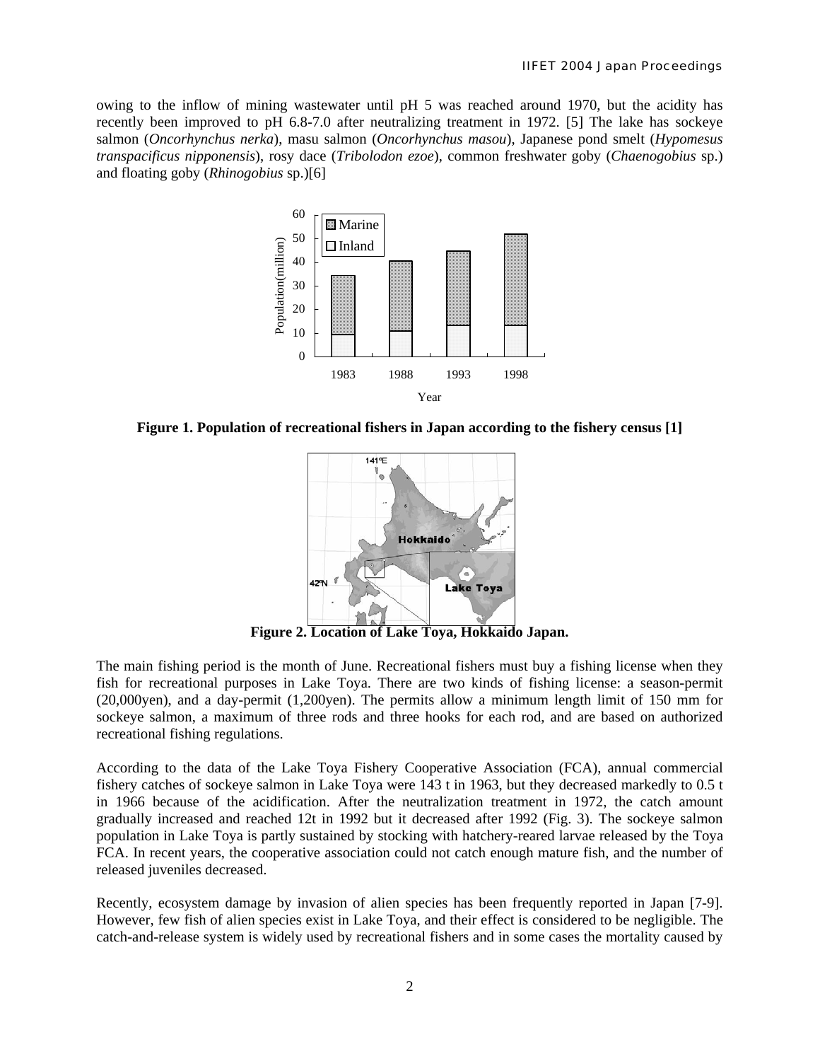owing to the inflow of mining wastewater until pH 5 was reached around 1970, but the acidity has recently been improved to pH 6.8-7.0 after neutralizing treatment in 1972. [5] The lake has sockeye salmon (*Oncorhynchus nerka*), masu salmon (*Oncorhynchus masou*), Japanese pond smelt (*Hypomesus transpacificus nipponensis*), rosy dace (*Tribolodon ezoe*), common freshwater goby (*Chaenogobius* sp.) and floating goby (*Rhinogobius* sp.)[6]

**Figure 1. Population of recreational fishers in Japan according to the fishery census [1]**

**Figure 2. Location of Lake Toya, Hokkaido Japan.**

The main fishing period is the month of June. Recreational fishers must buy a fishing license when they fish for recreational purposes in Lake Toya. There are two kinds of fishing license: a season-permit (20,000yen), and a day-permit (1,200yen). The permits allow a minimum length limit of 150 mm for sockeye salmon, a maximum of three rods and three hooks for each rod, and are based on authorized recreational fishing regulations.

According to the data of the Lake Toya Fishery Cooperative Association (FCA), annual commercial fishery catches of sockeye salmon in Lake Toya were 143 t in 1963, but they decreased markedly to 0.5 t in 1966 because of the acidification. After the neutralization treatment in 1972, the catch amount gradually increased and reached 12t in 1992 but it decreased after 1992 (Fig. 3). The sockeye salmon population in Lake Toya is partly sustained by stocking with hatchery-reared larvae released by the Toya FCA. In recent years, the cooperative association could not catch enough mature fish, and the number of released juveniles decreased.

Recently, ecosystem damage by invasion of alien species has been frequently reported in Japan [7-9]. However, few fish of alien species exist in Lake Toya, and their effect is considered to be negligible. The catch-and-release system is widely used by recreational fishers and in some cases the mortality caused by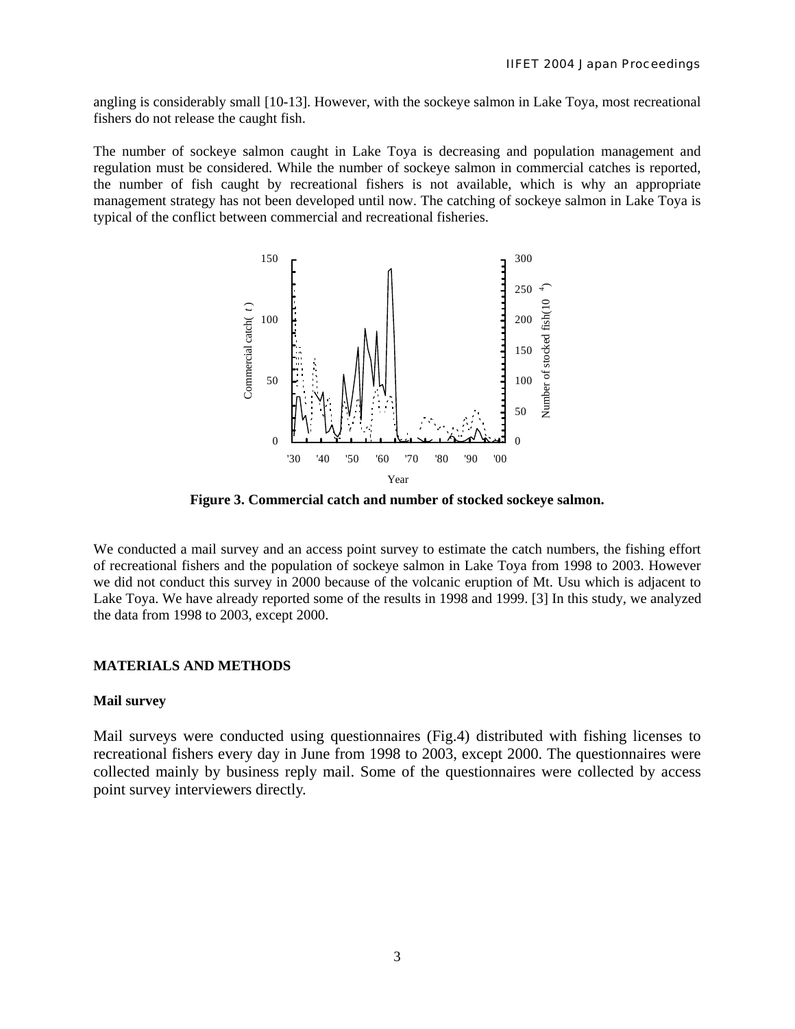angling is considerably small [10-13]. However, with the sockeye salmon in Lake Toya, most recreational fishers do not release the caught fish.

The number of sockeye salmon caught in Lake Toya is decreasing and population management and regulation must be considered. While the number of sockeye salmon in commercial catches is reported, the number of fish caught by recreational fishers is not available, which is why an appropriate management strategy has not been developed until now. The catching of sockeye salmon in Lake Toya is typical of the conflict between commercial and recreational fisheries.

**Figure 3. Commercial catch and number of stocked sockeye salmon.**

We conducted a mail survey and an access point survey to estimate the catch numbers, the fishing effort of recreational fishers and the population of sockeye salmon in Lake Toya from 1998 to 2003. However we did not conduct this survey in 2000 because of the volcanic eruption of Mt. Usu which is adjacent to Lake Toya. We have already reported some of the results in 1998 and 1999. [3] In this study, we analyzed the data from 1998 to 2003, except 2000.

## MATERIALS AND METHODS

### Mail survey

Mail surveys were conducted using questionnaires (Fig.4) distributed with fishing licenses to recreational fishers every day in June from 1998 to 2003, except 2000. The questionnaires were collected mainly by business reply mail. Some of the questionnaires were collected by access point survey interviewers directly.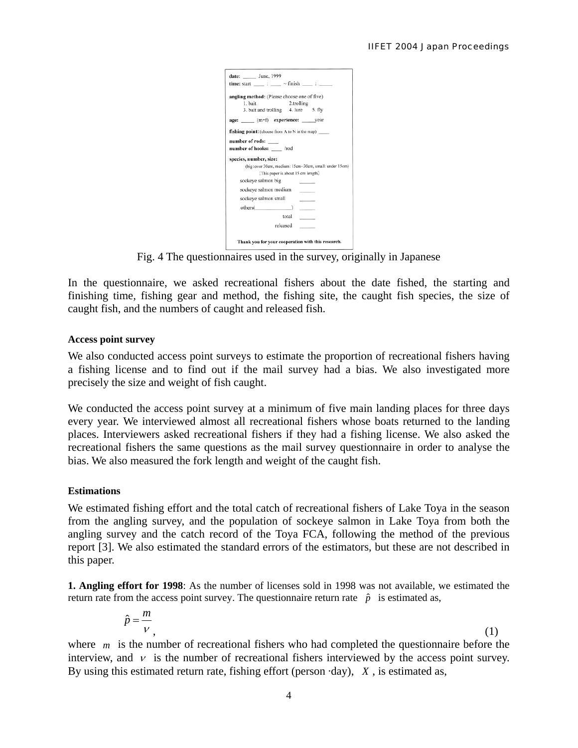Fig. 4 The questionnaires used in the survey, originally in Japanese

In the questionnaire, we asked recreational fishers about the date fished, the starting and finishing time, fishing gear and method, the fishing site, the caught fish species, the size of caught fish, and the numbers of caught and released fish.

#### Access point survey

We also conducted access point surveys to estimate the proportion of recreational fishers having a fishing license and to find out if the mail survey had a bias. We also investigated more precisely the size and weight of fish caught.

We conducted the access point survey at a minimum of five main landing places for three days every year. We interviewed almost all recreational fishers whose boats returned to the landing places. Interviewers asked recreational fishers if they had a fishing license. We also asked the recreational fishers the same questions as the mail survey questionnaire in order to analyse the bias. We also measured the fork length and weight of the caught fish.

#### Estimations

We estimated fishing effort and the total catch of recreational fishers of Lake Toya in the season from the angling survey, and the population of sockeye salmon in Lake Toya from both the angling survey and the catch record of the Toya FCA, following the method of the previous report [3]. We also estimated the standard errors of the estimators, but these are not described in this paper.

**1. Angling effort for 1998**: As the number of licenses sold in 1998 was not available, we estimated the return rate from the access point survey. The questionnaire return rate $\hat{p}$ is estimated as,

$$\hat{p} = \frac{m}{v}, \tag{1}$$

where $m$ is the number of recreational fishers who had completed the questionnaire before the interview, and $v$ is the number of recreational fishers interviewed by the access point survey. By using this estimated return rate, fishing effort (person ·day), $X$, is estimated as,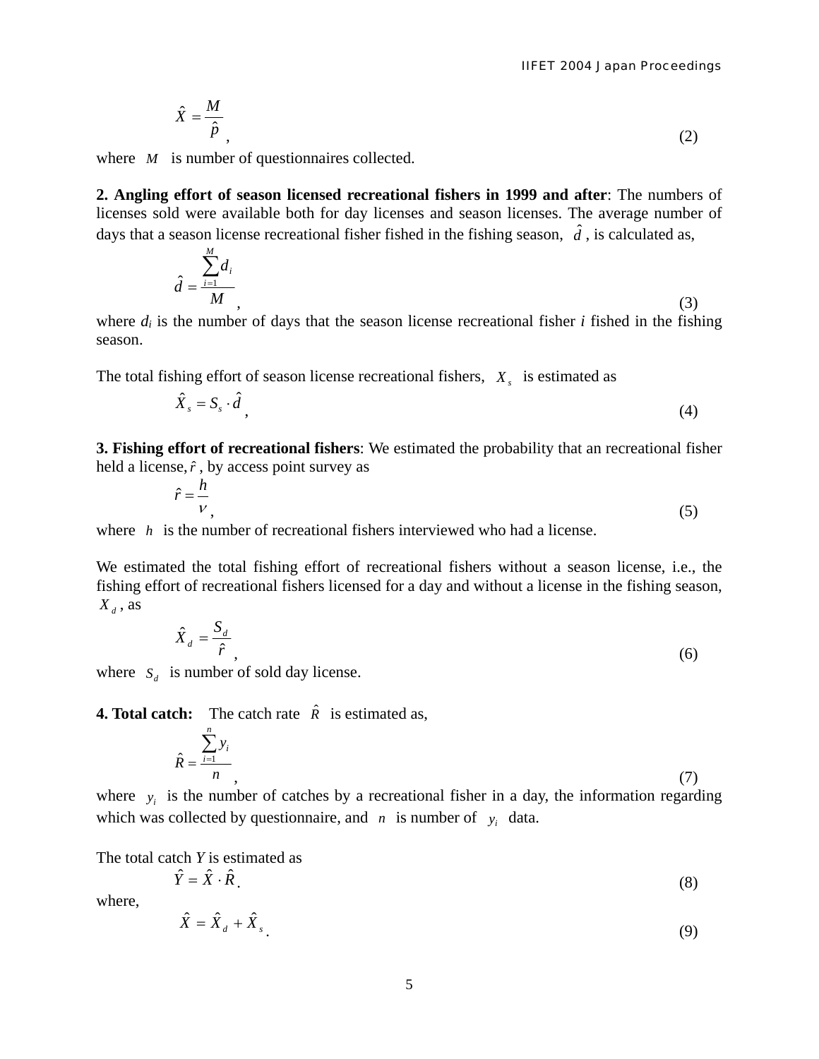$$\hat{X} = \frac{M}{\hat{p}}, \tag{2}$$

where $M$ is number of questionnaires collected.

**2. Angling effort of season licensed recreational fishers in 1999 and after**: The numbers of licenses sold were available both for day licenses and season licenses. The average number of days that a season license recreational fisher fished in the fishing season, $\hat{d}$, is calculated as,

$$\hat{d} = \frac{\sum_{i=1}^{M} d_i}{M}, \tag{3}$$

where $d_i$ is the number of days that the season license recreational fisher $i$ fished in the fishing season.

The total fishing effort of season license recreational fishers, $X_s$ is estimated as

$$\hat{X}_s = S_s \cdot \hat{d}, \tag{4}$$

**3. Fishing effort of recreational fishers**: We estimated the probability that an recreational fisher held a license, $\hat{r}$, by access point survey as

$$\hat{r} = \frac{h}{v}, \tag{5}$$

where $h$ is the number of recreational fishers interviewed who had a license.

We estimated the total fishing effort of recreational fishers without a season license, i.e., the fishing effort of recreational fishers licensed for a day and without a license in the fishing season, $X_d$, as

$$\hat{X}_d = \frac{S_d}{\hat{r}}, \tag{6}$$

where $S_d$ is number of sold day license.

**4. Total catch:** The catch rate $\hat{R}$ is estimated as,

$$\hat{R} = \frac{\sum_{i=1}^{n} y_i}{n}, \tag{7}$$

where $y_i$ is the number of catches by a recreational fisher in a day, the information regarding which was collected by questionnaire, and $n$ is number of $y_i$ data.

The total catch $Y$ is estimated as

$$\hat{Y} = \hat{X} \cdot \hat{R}. \tag{8}$$

where,

$$\hat{X} = \hat{X}_d + \hat{X}_s. \tag{9}$$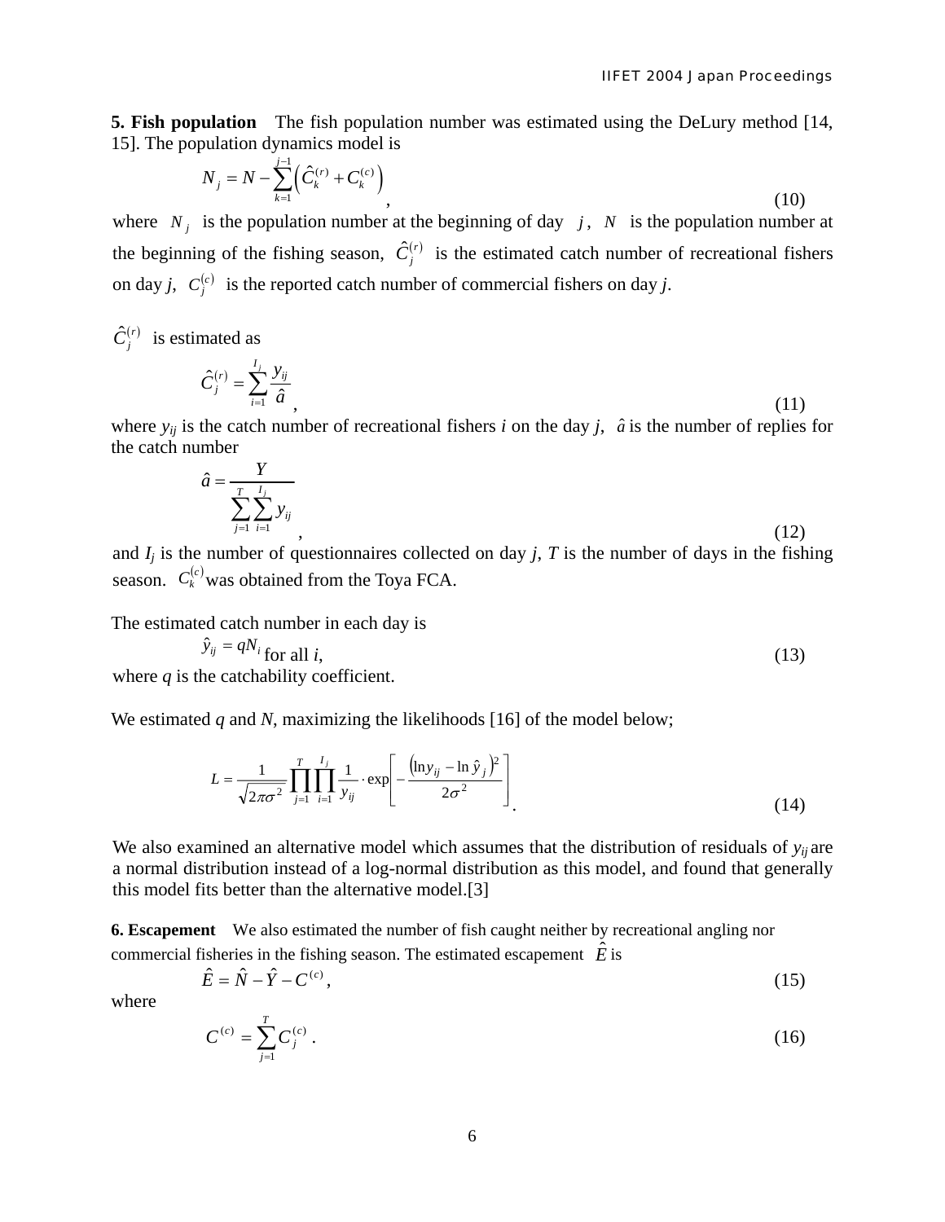**5. Fish population** The fish population number was estimated using the DeLury method [14, 15]. The population dynamics model is

$$N_j = N - \sum_{k=1}^{j-1}\left(\hat{C}_k^{(r)} + C_k^{(c)}\right), \tag{10}$$

where $N_j$ is the population number at the beginning of day $j$, $N$ is the population number at the beginning of the fishing season, $\hat{C}_j^{(r)}$ is the estimated catch number of recreational fishers on day $j$, $C_j^{(c)}$ is the reported catch number of commercial fishers on day $j$.

$\hat{C}_j^{(r)}$ is estimated as

$$\hat{C}_j^{(r)} = \sum_{i=1}^{I_j} \frac{y_{ij}}{\hat{a}}, \tag{11}$$

where $y_{ij}$ is the catch number of recreational fishers $i$ on the day $j$, $\hat{a}$ is the number of replies for the catch number

$$\hat{a} = \frac{Y}{\sum_{j=1}^{T}\sum_{i=1}^{I_j} y_{ij}}, \tag{12}$$

and $I_j$ is the number of questionnaires collected on day $j$, $T$ is the number of days in the fishing season. $C_k^{(c)}$ was obtained from the Toya FCA.

The estimated catch number in each day is

$$\hat{y}_{ij} = qN_i \text{ for all } i, \tag{13}$$

where $q$ is the catchability coefficient.

We estimated $q$ and $N$, maximizing the likelihoods [16] of the model below;

$$L = \frac{1}{\sqrt{2\pi\sigma^2}} \prod_{j=1}^{T}\prod_{i=1}^{I_j} \frac{1}{y_{ij}} \cdot \exp\left[-\frac{\left(\ln y_{ij} - \ln \hat{y}_j\right)^2}{2\sigma^2}\right]. \tag{14}$$

We also examined an alternative model which assumes that the distribution of residuals of $y_{ij}$ are a normal distribution instead of a log-normal distribution as this model, and found that generally this model fits better than the alternative model.[3]

**6. Escapement** We also estimated the number of fish caught neither by recreational angling nor commercial fisheries in the fishing season. The estimated escapement $\hat{E}$ is

$$\hat{E} = \hat{N} - \hat{Y} - C^{(c)}, \tag{15}$$

where

$$C^{(c)} = \sum_{j=1}^{T} C_j^{(c)}. \tag{16}$$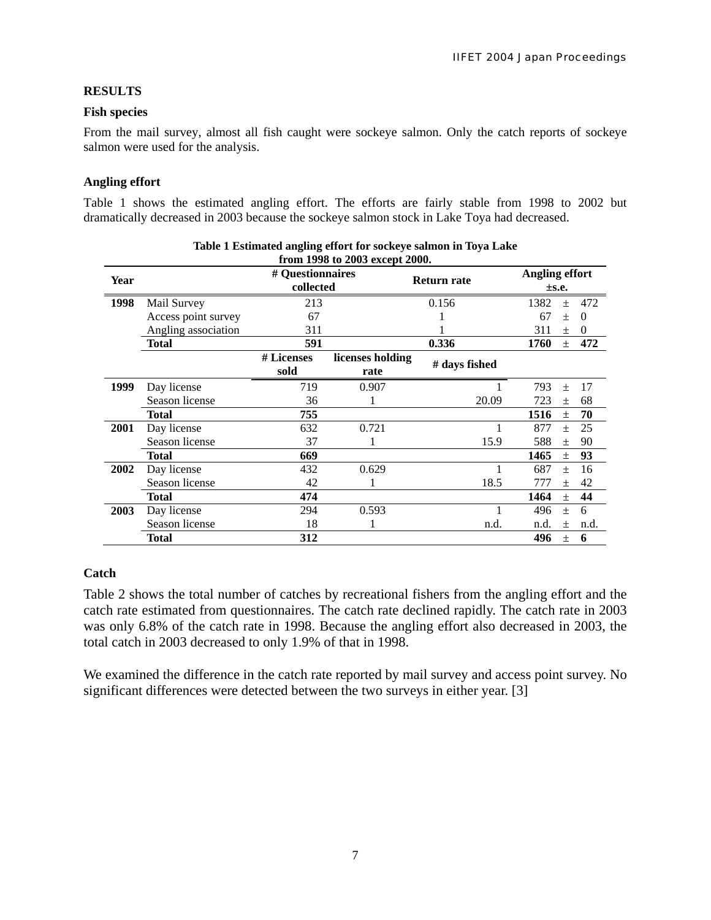## RESULTS

### Fish species

From the mail survey, almost all fish caught were sockeye salmon. Only the catch reports of sockeye salmon were used for the analysis.

### Angling effort

Table 1 shows the estimated angling effort. The efforts are fairly stable from 1998 to 2002 but dramatically decreased in 2003 because the sockeye salmon stock in Lake Toya had decreased.

**Table 1 Estimated angling effort for sockeye salmon in Toya Lake from 1998 to 2003 except 2000.**

| Year | | # Questionnaires collected | | Return rate | Angling effort ±s.e. |
|---|---|---|---|---|---|
| **1998** | Mail Survey | 213 | | 0.156 | 1382 ± 472 |
| | Access point survey | 67 | | 1 | 67 ± 0 |
| | Angling association | 311 | | 1 | 311 ± 0 |
| | **Total** | **591** | | **0.336** | **1760 ± 472** |
| | | **# Licenses sold** | **licenses holding rate** | **# days fished** | |
| **1999** | Day license | 719 | 0.907 | 1 | 793 ± 17 |
| | Season license | 36 | 1 | 20.09 | 723 ± 68 |
| | **Total** | **755** | | | **1516 ± 70** |
| **2001** | Day license | 632 | 0.721 | 1 | 877 ± 25 |
| | Season license | 37 | 1 | 15.9 | 588 ± 90 |
| | **Total** | **669** | | | **1465 ± 93** |
| **2002** | Day license | 432 | 0.629 | 1 | 687 ± 16 |
| | Season license | 42 | 1 | 18.5 | 777 ± 42 |
| | **Total** | **474** | | | **1464 ± 44** |
| **2003** | Day license | 294 | 0.593 | 1 | 496 ± 6 |
| | Season license | 18 | 1 | n.d. | n.d. ± n.d. |
| | **Total** | **312** | | | **496 ± 6** |

### Catch

Table 2 shows the total number of catches by recreational fishers from the angling effort and the catch rate estimated from questionnaires. The catch rate declined rapidly. The catch rate in 2003 was only 6.8% of the catch rate in 1998. Because the angling effort also decreased in 2003, the total catch in 2003 decreased to only 1.9% of that in 1998.

We examined the difference in the catch rate reported by mail survey and access point survey. No significant differences were detected between the two surveys in either year. [3]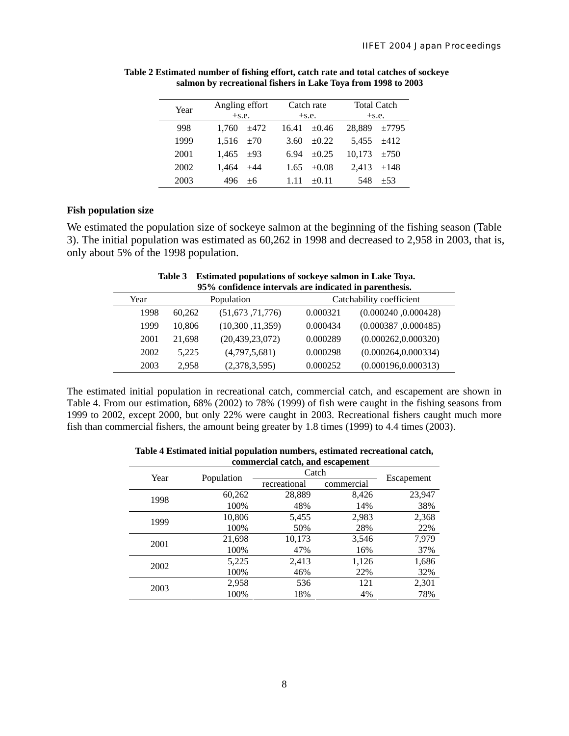**Table 2 Estimated number of fishing effort, catch rate and total catches of sockeye salmon by recreational fishers in Lake Toya from 1998 to 2003**

| Year | Angling effort ±s.e. | | Catch rate ±s.e. | | Total Catch ±s.e. | |
|---|---|---|---|---|---|---|
| 998 | 1,760 | ±472 | 16.41 | ±0.46 | 28,889 | ±7795 |
| 1999 | 1,516 | ±70 | 3.60 | ±0.22 | 5,455 | ±412 |
| 2001 | 1,465 | ±93 | 6.94 | ±0.25 | 10,173 | ±750 |
| 2002 | 1,464 | ±44 | 1.65 | ±0.08 | 2,413 | ±148 |
| 2003 | 496 | ±6 | 1.11 | ±0.11 | 548 | ±53 |

**Fish population size**

We estimated the population size of sockeye salmon at the beginning of the fishing season (Table 3). The initial population was estimated as 60,262 in 1998 and decreased to 2,958 in 2003, that is, only about 5% of the 1998 population.

**Table 3 Estimated populations of sockeye salmon in Lake Toya. 95% confidence intervals are indicated in parenthesis.**

| Year | Population | | Catchability coefficient | |
|---|---|---|---|---|
| 1998 | 60,262 | (51,673 ,71,776) | 0.000321 | (0.000240 ,0.000428) |
| 1999 | 10,806 | (10,300 ,11,359) | 0.000434 | (0.000387 ,0.000485) |
| 2001 | 21,698 | (20,439,23,072) | 0.000289 | (0.000262,0.000320) |
| 2002 | 5,225 | (4,797,5,681) | 0.000298 | (0.000264,0.000334) |
| 2003 | 2,958 | (2,378,3,595) | 0.000252 | (0.000196,0.000313) |

The estimated initial population in recreational catch, commercial catch, and escapement are shown in Table 4. From our estimation, 68% (2002) to 78% (1999) of fish were caught in the fishing seasons from 1999 to 2002, except 2000, but only 22% were caught in 2003. Recreational fishers caught much more fish than commercial fishers, the amount being greater by 1.8 times (1999) to 4.4 times (2003).

**Table 4 Estimated initial population numbers, estimated recreational catch, commercial catch, and escapement**

| Year | Population | Catch | | Escapement |
|---|---|---|---|---|
| | | recreational | commercial | |
| 1998 | 60,262 | 28,889 | 8,426 | 23,947 |
| | 100% | 48% | 14% | 38% |
| 1999 | 10,806 | 5,455 | 2,983 | 2,368 |
| | 100% | 50% | 28% | 22% |
| 2001 | 21,698 | 10,173 | 3,546 | 7,979 |
| | 100% | 47% | 16% | 37% |
| 2002 | 5,225 | 2,413 | 1,126 | 1,686 |
| | 100% | 46% | 22% | 32% |
| 2003 | 2,958 | 536 | 121 | 2,301 |
| | 100% | 18% | 4% | 78% |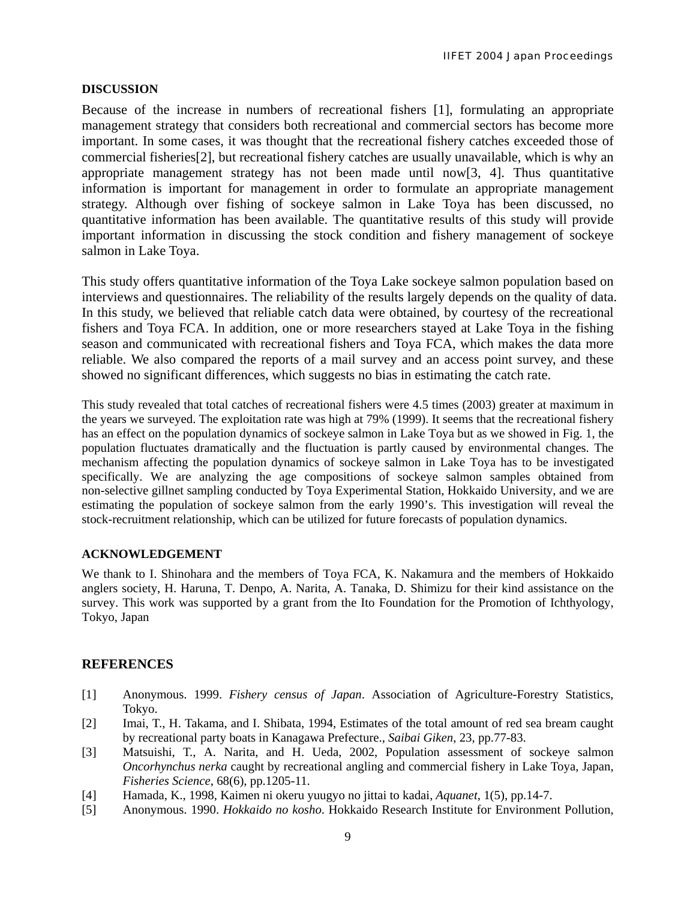## DISCUSSION

Because of the increase in numbers of recreational fishers [1], formulating an appropriate management strategy that considers both recreational and commercial sectors has become more important. In some cases, it was thought that the recreational fishery catches exceeded those of commercial fisheries[2], but recreational fishery catches are usually unavailable, which is why an appropriate management strategy has not been made until now[3, 4]. Thus quantitative information is important for management in order to formulate an appropriate management strategy. Although over fishing of sockeye salmon in Lake Toya has been discussed, no quantitative information has been available. The quantitative results of this study will provide important information in discussing the stock condition and fishery management of sockeye salmon in Lake Toya.

This study offers quantitative information of the Toya Lake sockeye salmon population based on interviews and questionnaires. The reliability of the results largely depends on the quality of data. In this study, we believed that reliable catch data were obtained, by courtesy of the recreational fishers and Toya FCA. In addition, one or more researchers stayed at Lake Toya in the fishing season and communicated with recreational fishers and Toya FCA, which makes the data more reliable. We also compared the reports of a mail survey and an access point survey, and these showed no significant differences, which suggests no bias in estimating the catch rate.

This study revealed that total catches of recreational fishers were 4.5 times (2003) greater at maximum in the years we surveyed. The exploitation rate was high at 79% (1999). It seems that the recreational fishery has an effect on the population dynamics of sockeye salmon in Lake Toya but as we showed in Fig. 1, the population fluctuates dramatically and the fluctuation is partly caused by environmental changes. The mechanism affecting the population dynamics of sockeye salmon in Lake Toya has to be investigated specifically. We are analyzing the age compositions of sockeye salmon samples obtained from non-selective gillnet sampling conducted by Toya Experimental Station, Hokkaido University, and we are estimating the population of sockeye salmon from the early 1990's. This investigation will reveal the stock-recruitment relationship, which can be utilized for future forecasts of population dynamics.

## ACKNOWLEDGEMENT

We thank to I. Shinohara and the members of Toya FCA, K. Nakamura and the members of Hokkaido anglers society, H. Haruna, T. Denpo, A. Narita, A. Tanaka, D. Shimizu for their kind assistance on the survey. This work was supported by a grant from the Ito Foundation for the Promotion of Ichthyology, Tokyo, Japan

## REFERENCES

[1] Anonymous. 1999. *Fishery census of Japan*. Association of Agriculture-Forestry Statistics, Tokyo.

[2] Imai, T., H. Takama, and I. Shibata, 1994, Estimates of the total amount of red sea bream caught by recreational party boats in Kanagawa Prefecture., *Saibai Giken*, 23, pp.77-83.

[3] Matsuishi, T., A. Narita, and H. Ueda, 2002, Population assessment of sockeye salmon *Oncorhynchus nerka* caught by recreational angling and commercial fishery in Lake Toya, Japan, *Fisheries Science*, 68(6), pp.1205-11.

[4] Hamada, K., 1998, Kaimen ni okeru yuugyo no jittai to kadai, *Aquanet*, 1(5), pp.14-7.

[5] Anonymous. 1990. *Hokkaido no kosho*. Hokkaido Research Institute for Environment Pollution,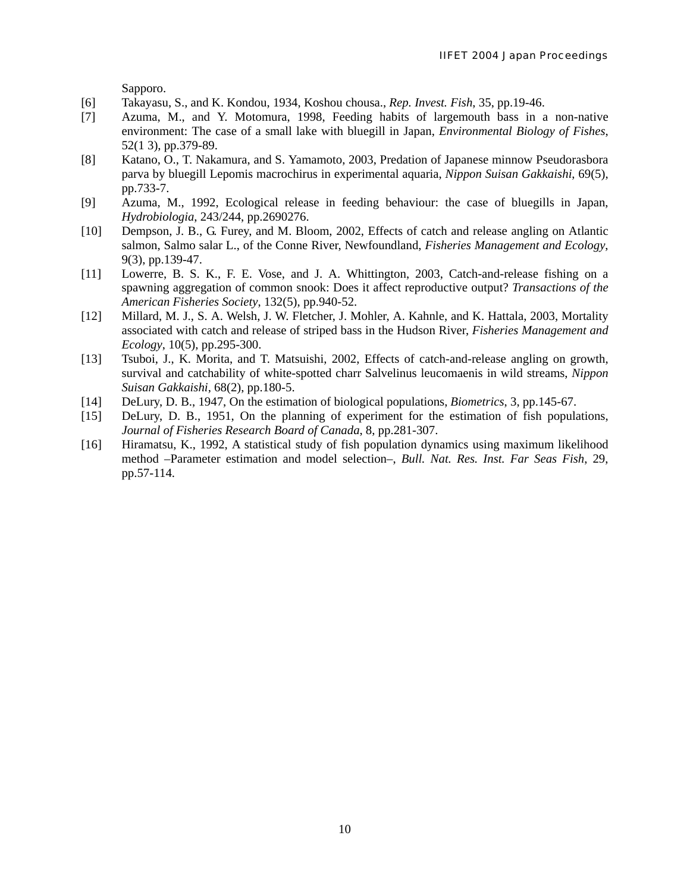Sapporo.

[6] Takayasu, S., and K. Kondou, 1934, Koshou chousa., *Rep. Invest. Fish*, 35, pp.19-46.

[7] Azuma, M., and Y. Motomura, 1998, Feeding habits of largemouth bass in a non-native environment: The case of a small lake with bluegill in Japan, *Environmental Biology of Fishes*, 52(1 3), pp.379-89.

[8] Katano, O., T. Nakamura, and S. Yamamoto, 2003, Predation of Japanese minnow Pseudorasbora parva by bluegill Lepomis macrochirus in experimental aquaria, *Nippon Suisan Gakkaishi*, 69(5), pp.733-7.

[9] Azuma, M., 1992, Ecological release in feeding behaviour: the case of bluegills in Japan, *Hydrobiologia*, 243/244, pp.2690276.

[10] Dempson, J. B., G. Furey, and M. Bloom, 2002, Effects of catch and release angling on Atlantic salmon, Salmo salar L., of the Conne River, Newfoundland, *Fisheries Management and Ecology*, 9(3), pp.139-47.

[11] Lowerre, B. S. K., F. E. Vose, and J. A. Whittington, 2003, Catch-and-release fishing on a spawning aggregation of common snook: Does it affect reproductive output? *Transactions of the American Fisheries Society*, 132(5), pp.940-52.

[12] Millard, M. J., S. A. Welsh, J. W. Fletcher, J. Mohler, A. Kahnle, and K. Hattala, 2003, Mortality associated with catch and release of striped bass in the Hudson River, *Fisheries Management and Ecology*, 10(5), pp.295-300.

[13] Tsuboi, J., K. Morita, and T. Matsuishi, 2002, Effects of catch-and-release angling on growth, survival and catchability of white-spotted charr Salvelinus leucomaenis in wild streams, *Nippon Suisan Gakkaishi*, 68(2), pp.180-5.

[14] DeLury, D. B., 1947, On the estimation of biological populations, *Biometrics*, 3, pp.145-67.

[15] DeLury, D. B., 1951, On the planning of experiment for the estimation of fish populations, *Journal of Fisheries Research Board of Canada*, 8, pp.281-307.

[16] Hiramatsu, K., 1992, A statistical study of fish population dynamics using maximum likelihood method –Parameter estimation and model selection–, *Bull. Nat. Res. Inst. Far Seas Fish*, 29, pp.57-114.